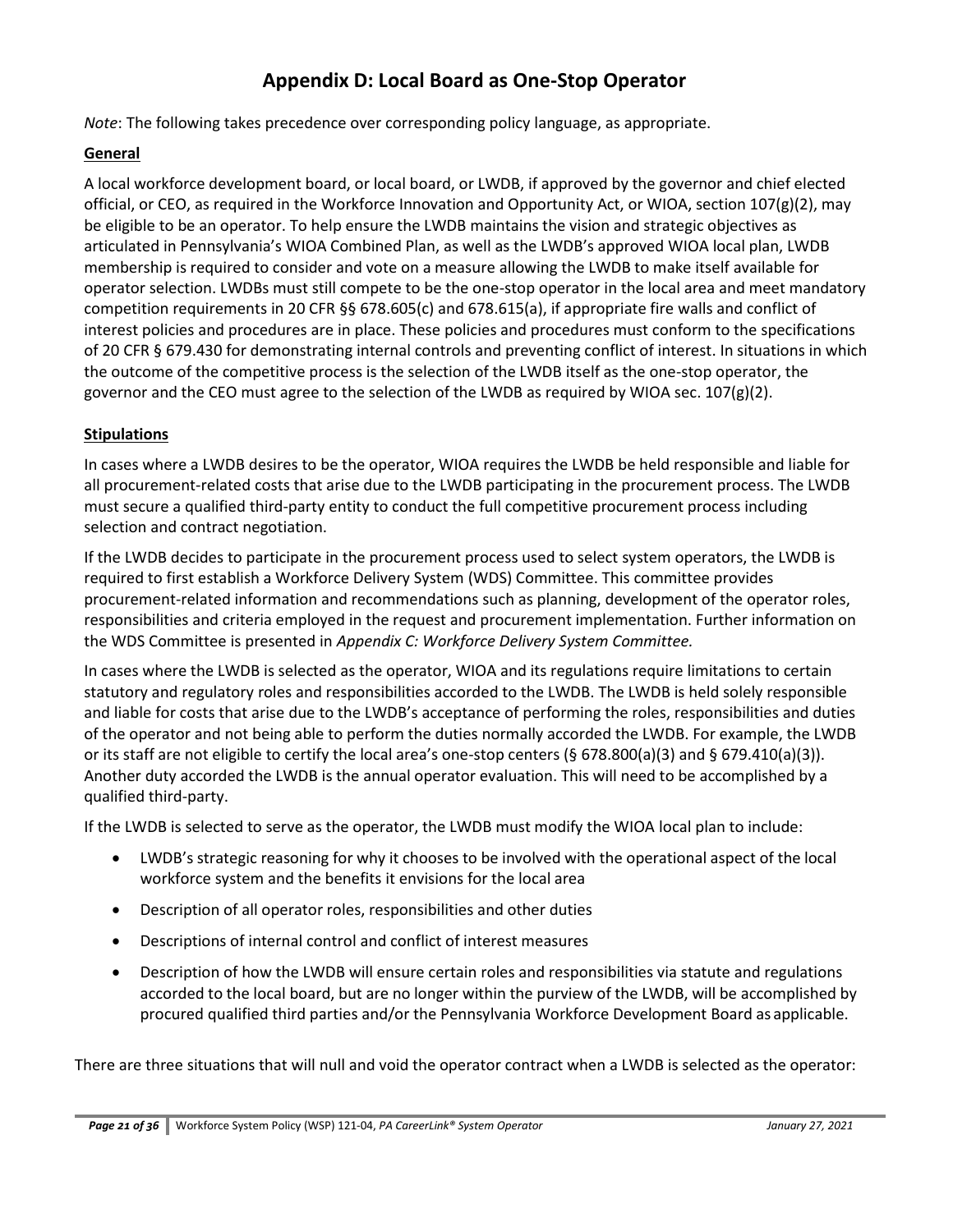# Appendix D: Local Board as One-Stop Operator

*Note*: The following takes precedence over corresponding policy language, as appropriate.

**General**

A local workforce development board, or local board, or LWDB, if approved by the governor and chief elected official, or CEO, as required in the Workforce Innovation and Opportunity Act, or WIOA, section 107(g)(2), may be eligible to be an operator. To help ensure the LWDB maintains the vision and strategic objectives as articulated in Pennsylvania's WIOA Combined Plan, as well as the LWDB's approved WIOA local plan, LWDB membership is required to consider and vote on a measure allowing the LWDB to make itself available for operator selection. LWDBs must still compete to be the one-stop operator in the local area and meet mandatory competition requirements in 20 CFR §§ 678.605(c) and 678.615(a), if appropriate fire walls and conflict of interest policies and procedures are in place. These policies and procedures must conform to the specifications of 20 CFR § 679.430 for demonstrating internal controls and preventing conflict of interest. In situations in which the outcome of the competitive process is the selection of the LWDB itself as the one-stop operator, the governor and the CEO must agree to the selection of the LWDB as required by WIOA sec. 107(g)(2).

**Stipulations**

In cases where a LWDB desires to be the operator, WIOA requires the LWDB be held responsible and liable for all procurement-related costs that arise due to the LWDB participating in the procurement process. The LWDB must secure a qualified third-party entity to conduct the full competitive procurement process including selection and contract negotiation.

If the LWDB decides to participate in the procurement process used to select system operators, the LWDB is required to first establish a Workforce Delivery System (WDS) Committee. This committee provides procurement-related information and recommendations such as planning, development of the operator roles, responsibilities and criteria employed in the request and procurement implementation. Further information on the WDS Committee is presented in *Appendix C: Workforce Delivery System Committee.*

In cases where the LWDB is selected as the operator, WIOA and its regulations require limitations to certain statutory and regulatory roles and responsibilities accorded to the LWDB. The LWDB is held solely responsible and liable for costs that arise due to the LWDB's acceptance of performing the roles, responsibilities and duties of the operator and not being able to perform the duties normally accorded the LWDB. For example, the LWDB or its staff are not eligible to certify the local area's one-stop centers (§ 678.800(a)(3) and § 679.410(a)(3)). Another duty accorded the LWDB is the annual operator evaluation. This will need to be accomplished by a qualified third-party.

If the LWDB is selected to serve as the operator, the LWDB must modify the WIOA local plan to include:

- LWDB's strategic reasoning for why it chooses to be involved with the operational aspect of the local workforce system and the benefits it envisions for the local area
- Description of all operator roles, responsibilities and other duties
- Descriptions of internal control and conflict of interest measures
- Description of how the LWDB will ensure certain roles and responsibilities via statute and regulations accorded to the local board, but are no longer within the purview of the LWDB, will be accomplished by procured qualified third parties and/or the Pennsylvania Workforce Development Board as applicable.

There are three situations that will null and void the operator contract when a LWDB is selected as the operator: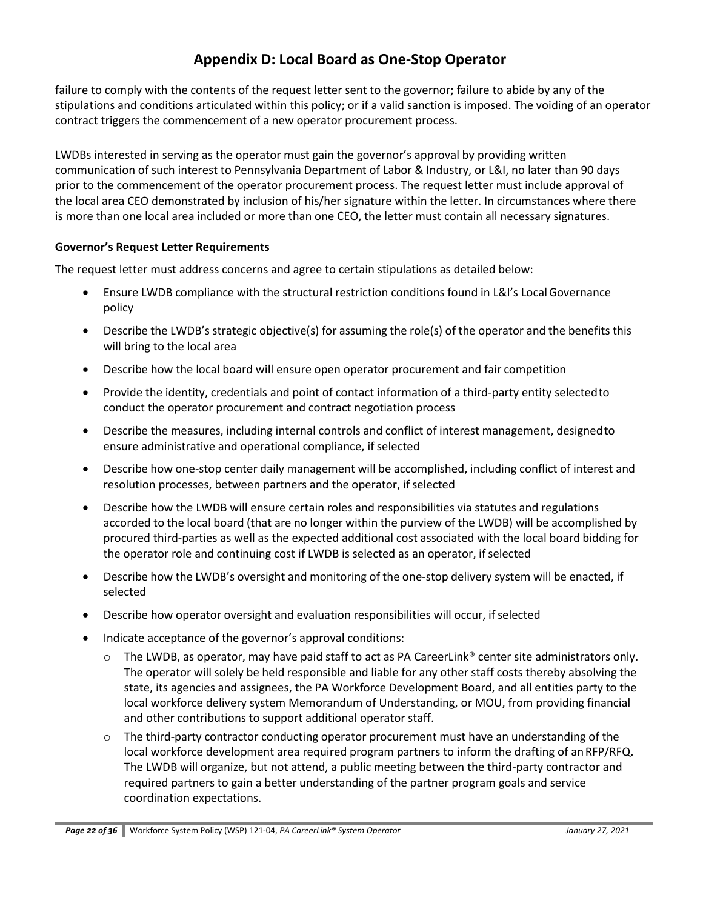# Appendix D: Local Board as One-Stop Operator

failure to comply with the contents of the request letter sent to the governor; failure to abide by any of the stipulations and conditions articulated within this policy; or if a valid sanction is imposed. The voiding of an operator contract triggers the commencement of a new operator procurement process.

LWDBs interested in serving as the operator must gain the governor's approval by providing written communication of such interest to Pennsylvania Department of Labor & Industry, or L&I, no later than 90 days prior to the commencement of the operator procurement process. The request letter must include approval of the local area CEO demonstrated by inclusion of his/her signature within the letter. In circumstances where there is more than one local area included or more than one CEO, the letter must contain all necessary signatures.

**Governor's Request Letter Requirements**

The request letter must address concerns and agree to certain stipulations as detailed below:

- Ensure LWDB compliance with the structural restriction conditions found in L&I's Local Governance policy
- Describe the LWDB's strategic objective(s) for assuming the role(s) of the operator and the benefits this will bring to the local area
- Describe how the local board will ensure open operator procurement and fair competition
- Provide the identity, credentials and point of contact information of a third-party entity selected to conduct the operator procurement and contract negotiation process
- Describe the measures, including internal controls and conflict of interest management, designed to ensure administrative and operational compliance, if selected
- Describe how one-stop center daily management will be accomplished, including conflict of interest and resolution processes, between partners and the operator, if selected
- Describe how the LWDB will ensure certain roles and responsibilities via statutes and regulations accorded to the local board (that are no longer within the purview of the LWDB) will be accomplished by procured third-parties as well as the expected additional cost associated with the local board bidding for the operator role and continuing cost if LWDB is selected as an operator, if selected
- Describe how the LWDB's oversight and monitoring of the one-stop delivery system will be enacted, if selected
- Describe how operator oversight and evaluation responsibilities will occur, if selected
- Indicate acceptance of the governor's approval conditions:
  - The LWDB, as operator, may have paid staff to act as PA CareerLink® center site administrators only. The operator will solely be held responsible and liable for any other staff costs thereby absolving the state, its agencies and assignees, the PA Workforce Development Board, and all entities party to the local workforce delivery system Memorandum of Understanding, or MOU, from providing financial and other contributions to support additional operator staff.
  - The third-party contractor conducting operator procurement must have an understanding of the local workforce development area required program partners to inform the drafting of an RFP/RFQ. The LWDB will organize, but not attend, a public meeting between the third-party contractor and required partners to gain a better understanding of the partner program goals and service coordination expectations.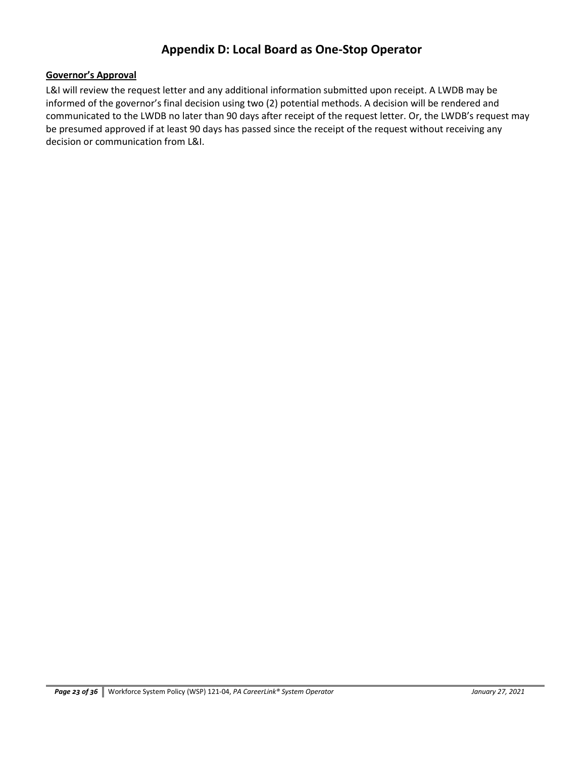# Appendix D: Local Board as One-Stop Operator

**Governor's Approval**

L&I will review the request letter and any additional information submitted upon receipt. A LWDB may be informed of the governor's final decision using two (2) potential methods. A decision will be rendered and communicated to the LWDB no later than 90 days after receipt of the request letter. Or, the LWDB's request may be presumed approved if at least 90 days has passed since the receipt of the request without receiving any decision or communication from L&I.